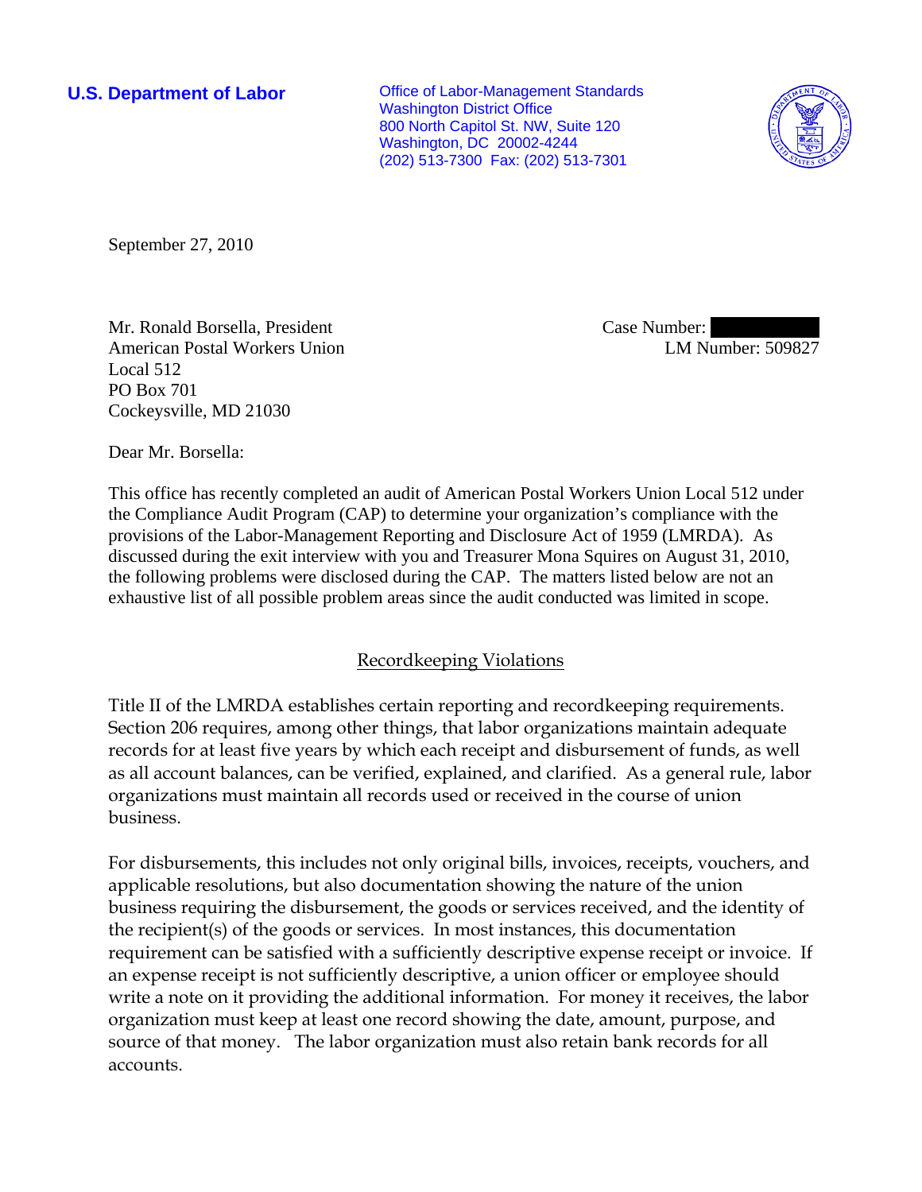**U.S. Department of Labor**

Office of Labor-Management Standards
Washington District Office
800 North Capitol St. NW, Suite 120
Washington, DC 20002-4244
(202) 513-7300 Fax: (202) 513-7301

September 27, 2010

Mr. Ronald Borsella, President
American Postal Workers Union
Local 512
PO Box 701
Cockeysville, MD 21030

Case Number: [redacted]
LM Number: 509827

Dear Mr. Borsella:

This office has recently completed an audit of American Postal Workers Union Local 512 under the Compliance Audit Program (CAP) to determine your organization's compliance with the provisions of the Labor-Management Reporting and Disclosure Act of 1959 (LMRDA). As discussed during the exit interview with you and Treasurer Mona Squires on August 31, 2010, the following problems were disclosed during the CAP. The matters listed below are not an exhaustive list of all possible problem areas since the audit conducted was limited in scope.

## Recordkeeping Violations

Title II of the LMRDA establishes certain reporting and recordkeeping requirements. Section 206 requires, among other things, that labor organizations maintain adequate records for at least five years by which each receipt and disbursement of funds, as well as all account balances, can be verified, explained, and clarified. As a general rule, labor organizations must maintain all records used or received in the course of union business.

For disbursements, this includes not only original bills, invoices, receipts, vouchers, and applicable resolutions, but also documentation showing the nature of the union business requiring the disbursement, the goods or services received, and the identity of the recipient(s) of the goods or services. In most instances, this documentation requirement can be satisfied with a sufficiently descriptive expense receipt or invoice. If an expense receipt is not sufficiently descriptive, a union officer or employee should write a note on it providing the additional information. For money it receives, the labor organization must keep at least one record showing the date, amount, purpose, and source of that money. The labor organization must also retain bank records for all accounts.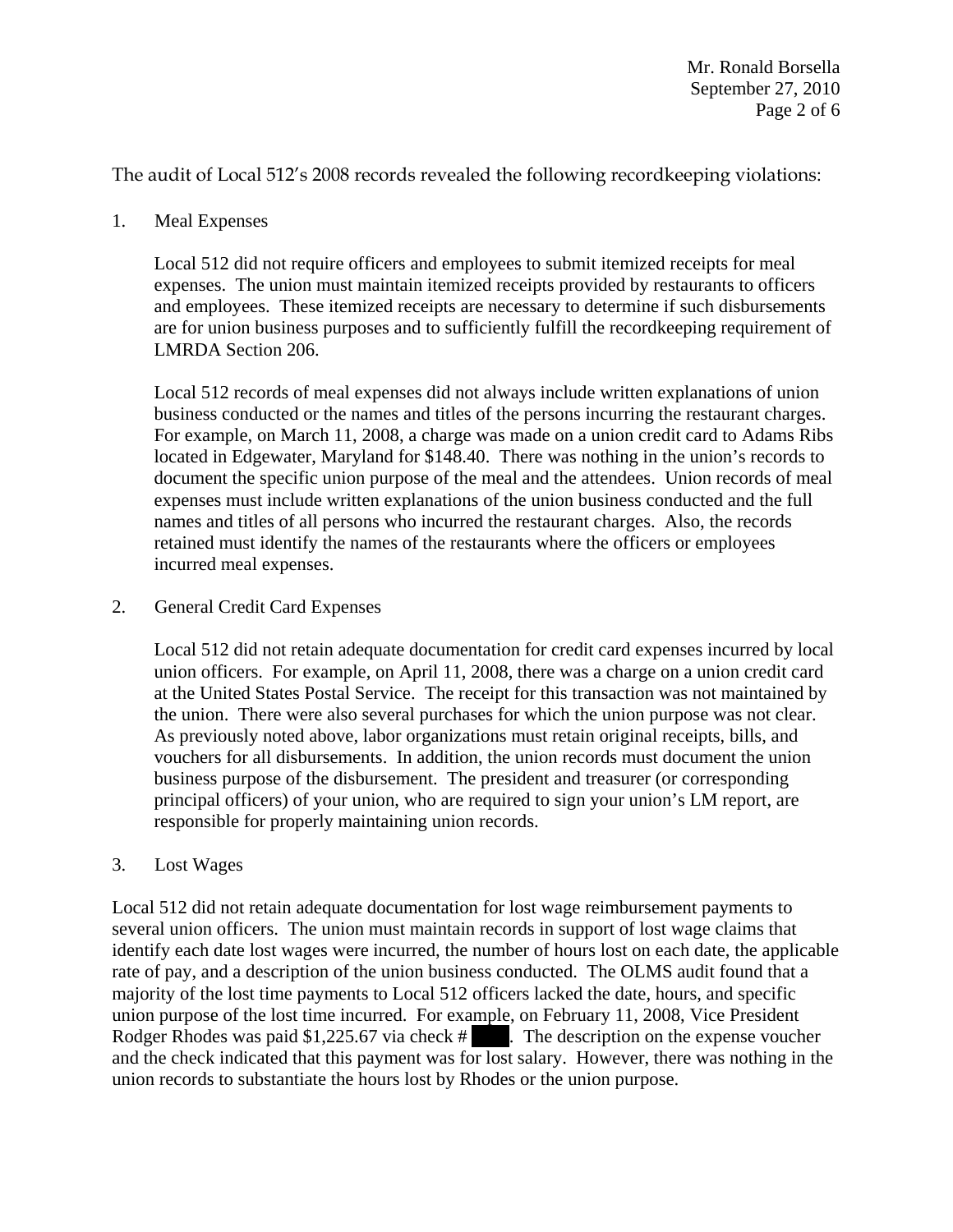The audit of Local 512's 2008 records revealed the following recordkeeping violations:

1. Meal Expenses

   Local 512 did not require officers and employees to submit itemized receipts for meal expenses. The union must maintain itemized receipts provided by restaurants to officers and employees. These itemized receipts are necessary to determine if such disbursements are for union business purposes and to sufficiently fulfill the recordkeeping requirement of LMRDA Section 206.

   Local 512 records of meal expenses did not always include written explanations of union business conducted or the names and titles of the persons incurring the restaurant charges. For example, on March 11, 2008, a charge was made on a union credit card to Adams Ribs located in Edgewater, Maryland for $148.40. There was nothing in the union's records to document the specific union purpose of the meal and the attendees. Union records of meal expenses must include written explanations of the union business conducted and the full names and titles of all persons who incurred the restaurant charges. Also, the records retained must identify the names of the restaurants where the officers or employees incurred meal expenses.

2. General Credit Card Expenses

   Local 512 did not retain adequate documentation for credit card expenses incurred by local union officers. For example, on April 11, 2008, there was a charge on a union credit card at the United States Postal Service. The receipt for this transaction was not maintained by the union. There were also several purchases for which the union purpose was not clear. As previously noted above, labor organizations must retain original receipts, bills, and vouchers for all disbursements. In addition, the union records must document the union business purpose of the disbursement. The president and treasurer (or corresponding principal officers) of your union, who are required to sign your union's LM report, are responsible for properly maintaining union records.

3. Lost Wages

Local 512 did not retain adequate documentation for lost wage reimbursement payments to several union officers. The union must maintain records in support of lost wage claims that identify each date lost wages were incurred, the number of hours lost on each date, the applicable rate of pay, and a description of the union business conducted. The OLMS audit found that a majority of the lost time payments to Local 512 officers lacked the date, hours, and specific union purpose of the lost time incurred. For example, on February 11, 2008, Vice President Rodger Rhodes was paid $1,225.67 via check # ████. The description on the expense voucher and the check indicated that this payment was for lost salary. However, there was nothing in the union records to substantiate the hours lost by Rhodes or the union purpose.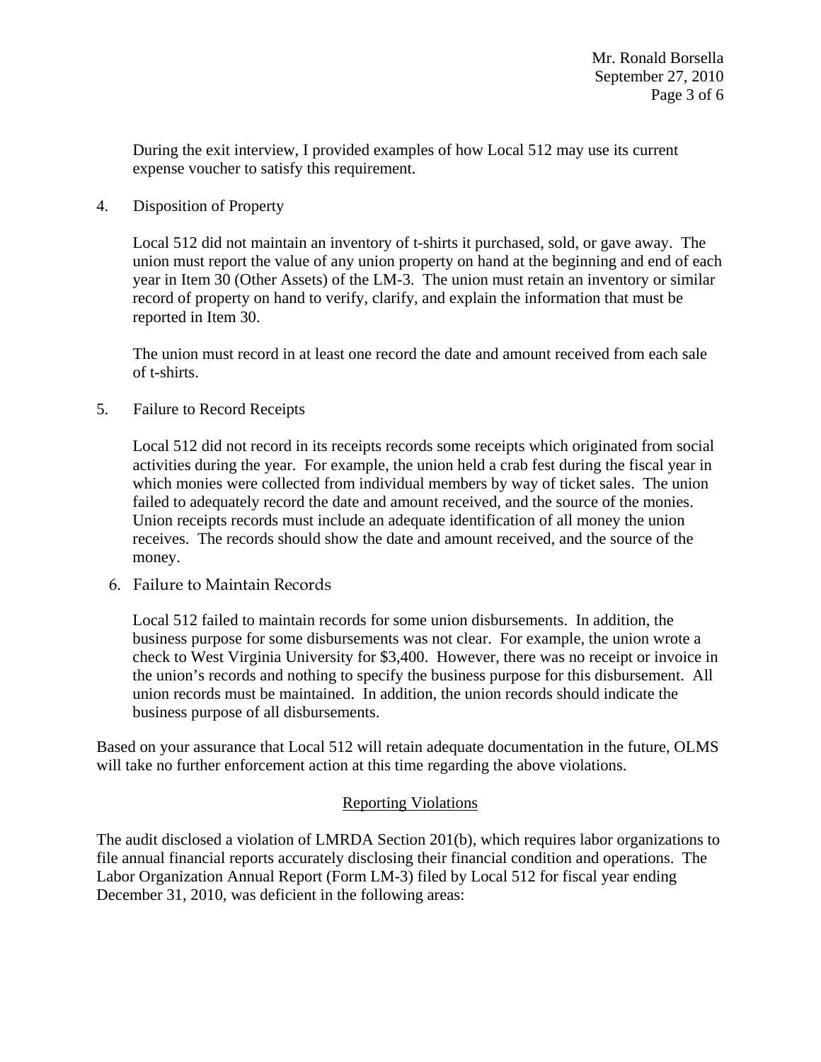During the exit interview, I provided examples of how Local 512 may use its current expense voucher to satisfy this requirement.

4. Disposition of Property

   Local 512 did not maintain an inventory of t-shirts it purchased, sold, or gave away. The union must report the value of any union property on hand at the beginning and end of each year in Item 30 (Other Assets) of the LM-3. The union must retain an inventory or similar record of property on hand to verify, clarify, and explain the information that must be reported in Item 30.

   The union must record in at least one record the date and amount received from each sale of t-shirts.

5. Failure to Record Receipts

   Local 512 did not record in its receipts records some receipts which originated from social activities during the year. For example, the union held a crab fest during the fiscal year in which monies were collected from individual members by way of ticket sales. The union failed to adequately record the date and amount received, and the source of the monies. Union receipts records must include an adequate identification of all money the union receives. The records should show the date and amount received, and the source of the money.

6. Failure to Maintain Records

   Local 512 failed to maintain records for some union disbursements. In addition, the business purpose for some disbursements was not clear. For example, the union wrote a check to West Virginia University for $3,400. However, there was no receipt or invoice in the union's records and nothing to specify the business purpose for this disbursement. All union records must be maintained. In addition, the union records should indicate the business purpose of all disbursements.

Based on your assurance that Local 512 will retain adequate documentation in the future, OLMS will take no further enforcement action at this time regarding the above violations.

## Reporting Violations

The audit disclosed a violation of LMRDA Section 201(b), which requires labor organizations to file annual financial reports accurately disclosing their financial condition and operations. The Labor Organization Annual Report (Form LM-3) filed by Local 512 for fiscal year ending December 31, 2010, was deficient in the following areas: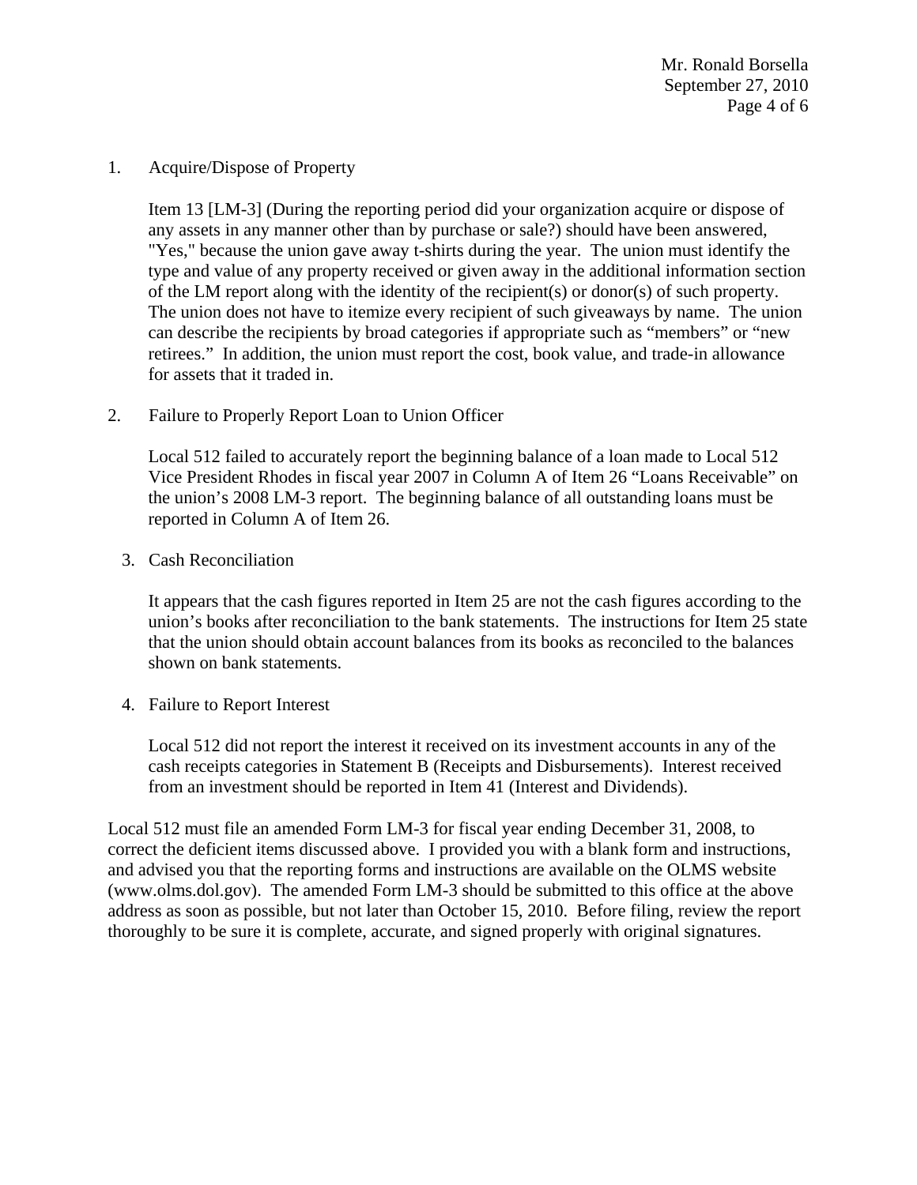1. Acquire/Dispose of Property

   Item 13 [LM-3] (During the reporting period did your organization acquire or dispose of any assets in any manner other than by purchase or sale?) should have been answered, "Yes," because the union gave away t-shirts during the year. The union must identify the type and value of any property received or given away in the additional information section of the LM report along with the identity of the recipient(s) or donor(s) of such property. The union does not have to itemize every recipient of such giveaways by name. The union can describe the recipients by broad categories if appropriate such as "members" or "new retirees." In addition, the union must report the cost, book value, and trade-in allowance for assets that it traded in.

2. Failure to Properly Report Loan to Union Officer

   Local 512 failed to accurately report the beginning balance of a loan made to Local 512 Vice President Rhodes in fiscal year 2007 in Column A of Item 26 "Loans Receivable" on the union's 2008 LM-3 report. The beginning balance of all outstanding loans must be reported in Column A of Item 26.

3. Cash Reconciliation

   It appears that the cash figures reported in Item 25 are not the cash figures according to the union's books after reconciliation to the bank statements. The instructions for Item 25 state that the union should obtain account balances from its books as reconciled to the balances shown on bank statements.

4. Failure to Report Interest

   Local 512 did not report the interest it received on its investment accounts in any of the cash receipts categories in Statement B (Receipts and Disbursements). Interest received from an investment should be reported in Item 41 (Interest and Dividends).

Local 512 must file an amended Form LM-3 for fiscal year ending December 31, 2008, to correct the deficient items discussed above. I provided you with a blank form and instructions, and advised you that the reporting forms and instructions are available on the OLMS website (www.olms.dol.gov). The amended Form LM-3 should be submitted to this office at the above address as soon as possible, but not later than October 15, 2010. Before filing, review the report thoroughly to be sure it is complete, accurate, and signed properly with original signatures.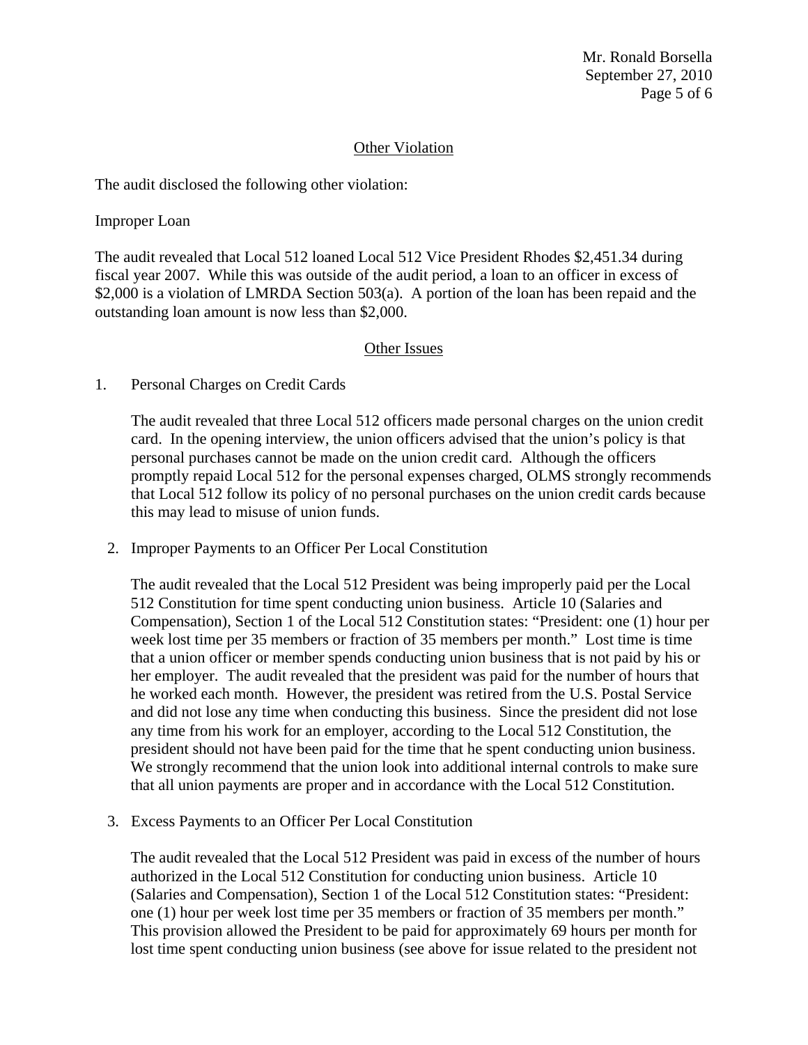## Other Violation

The audit disclosed the following other violation:

Improper Loan

The audit revealed that Local 512 loaned Local 512 Vice President Rhodes $2,451.34 during fiscal year 2007. While this was outside of the audit period, a loan to an officer in excess of $2,000 is a violation of LMRDA Section 503(a). A portion of the loan has been repaid and the outstanding loan amount is now less than $2,000.

## Other Issues

1. Personal Charges on Credit Cards

   The audit revealed that three Local 512 officers made personal charges on the union credit card. In the opening interview, the union officers advised that the union's policy is that personal purchases cannot be made on the union credit card. Although the officers promptly repaid Local 512 for the personal expenses charged, OLMS strongly recommends that Local 512 follow its policy of no personal purchases on the union credit cards because this may lead to misuse of union funds.

2. Improper Payments to an Officer Per Local Constitution

   The audit revealed that the Local 512 President was being improperly paid per the Local 512 Constitution for time spent conducting union business. Article 10 (Salaries and Compensation), Section 1 of the Local 512 Constitution states: "President: one (1) hour per week lost time per 35 members or fraction of 35 members per month." Lost time is time that a union officer or member spends conducting union business that is not paid by his or her employer. The audit revealed that the president was paid for the number of hours that he worked each month. However, the president was retired from the U.S. Postal Service and did not lose any time when conducting this business. Since the president did not lose any time from his work for an employer, according to the Local 512 Constitution, the president should not have been paid for the time that he spent conducting union business. We strongly recommend that the union look into additional internal controls to make sure that all union payments are proper and in accordance with the Local 512 Constitution.

3. Excess Payments to an Officer Per Local Constitution

   The audit revealed that the Local 512 President was paid in excess of the number of hours authorized in the Local 512 Constitution for conducting union business. Article 10 (Salaries and Compensation), Section 1 of the Local 512 Constitution states: "President: one (1) hour per week lost time per 35 members or fraction of 35 members per month." This provision allowed the President to be paid for approximately 69 hours per month for lost time spent conducting union business (see above for issue related to the president not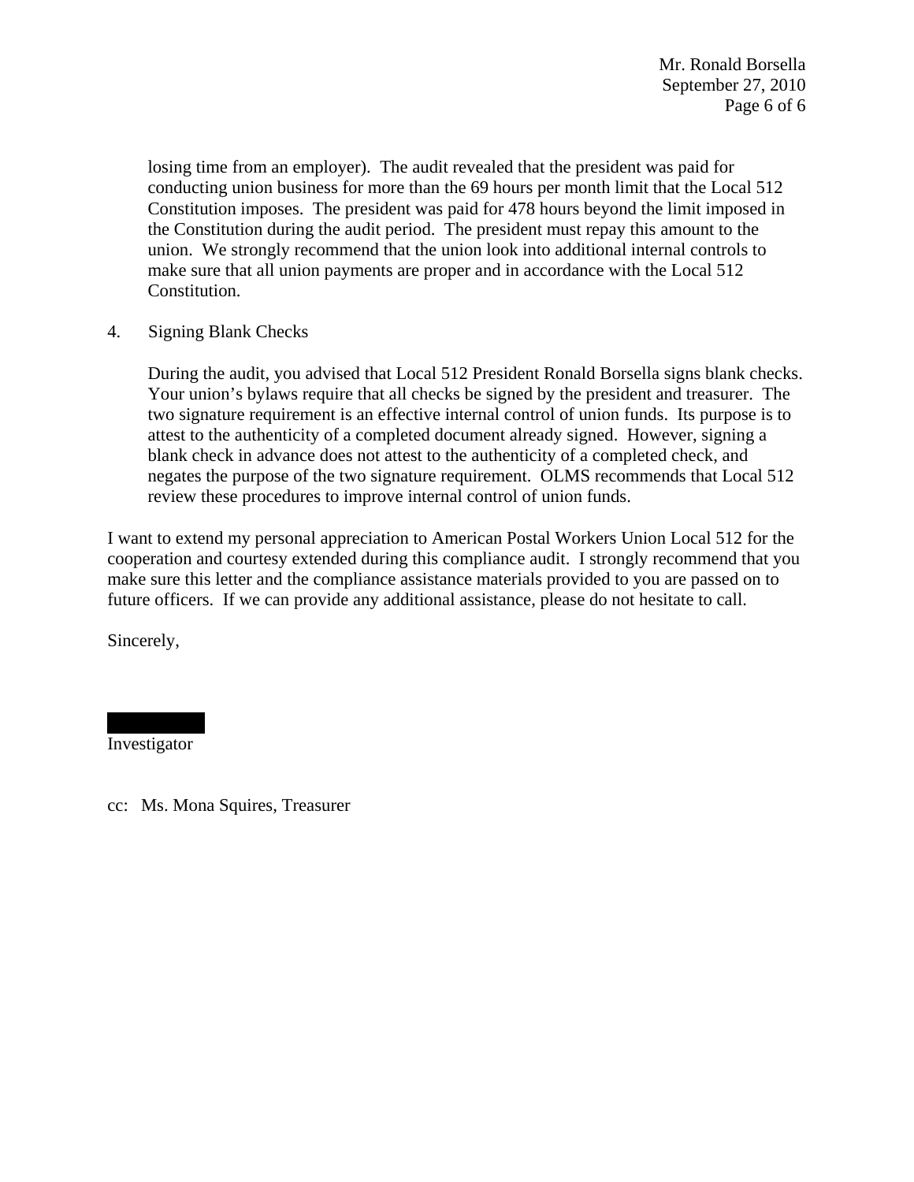losing time from an employer). The audit revealed that the president was paid for conducting union business for more than the 69 hours per month limit that the Local 512 Constitution imposes. The president was paid for 478 hours beyond the limit imposed in the Constitution during the audit period. The president must repay this amount to the union. We strongly recommend that the union look into additional internal controls to make sure that all union payments are proper and in accordance with the Local 512 Constitution.

4. Signing Blank Checks

During the audit, you advised that Local 512 President Ronald Borsella signs blank checks. Your union's bylaws require that all checks be signed by the president and treasurer. The two signature requirement is an effective internal control of union funds. Its purpose is to attest to the authenticity of a completed document already signed. However, signing a blank check in advance does not attest to the authenticity of a completed check, and negates the purpose of the two signature requirement. OLMS recommends that Local 512 review these procedures to improve internal control of union funds.

I want to extend my personal appreciation to American Postal Workers Union Local 512 for the cooperation and courtesy extended during this compliance audit. I strongly recommend that you make sure this letter and the compliance assistance materials provided to you are passed on to future officers. If we can provide any additional assistance, please do not hesitate to call.

Sincerely,

Investigator

cc: Ms. Mona Squires, Treasurer